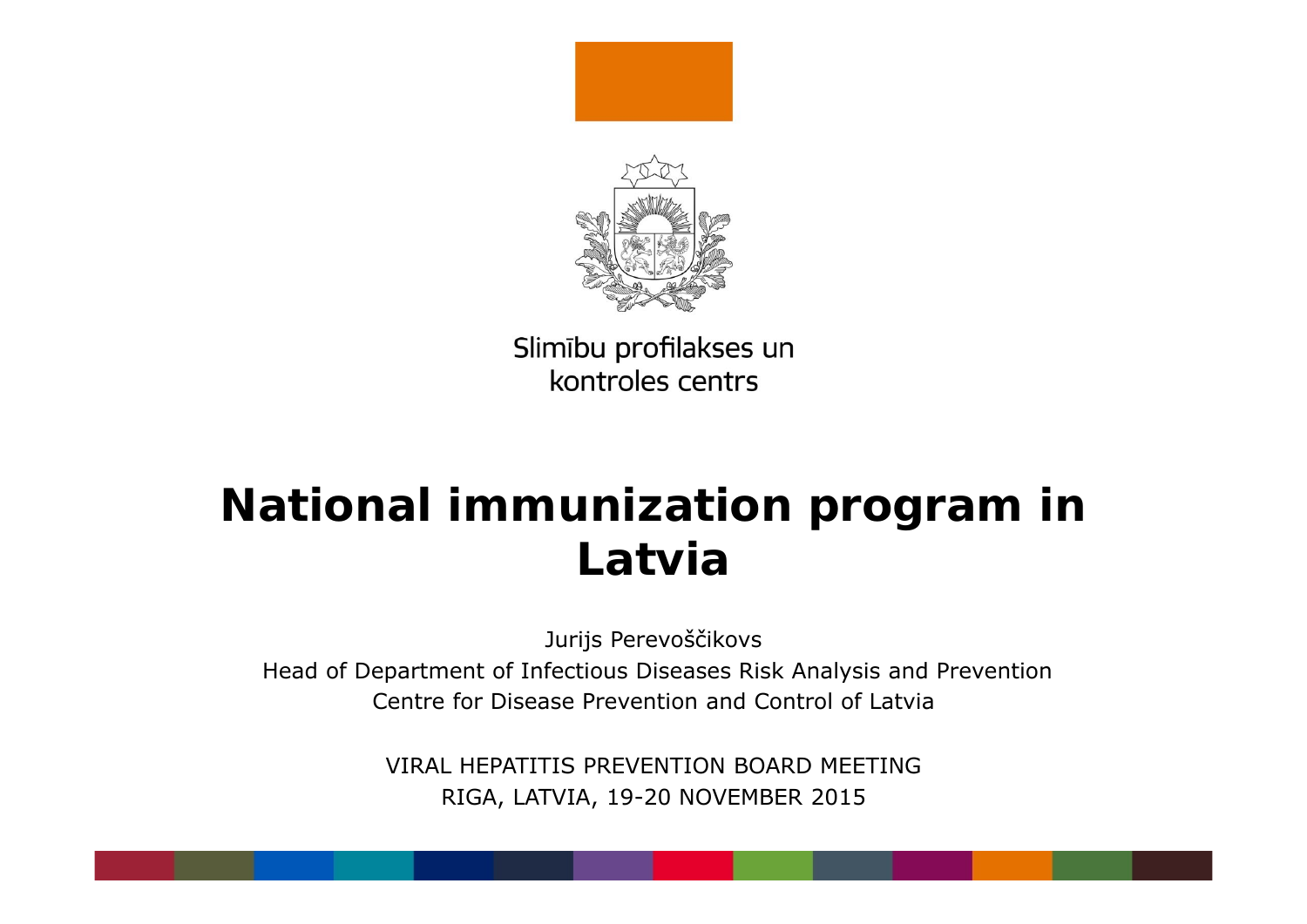Slimību profilakses un
kontroles centrs

# National immunization program in Latvia

Jurijs Perevoščikovs

Head of Department of Infectious Diseases Risk Analysis and Prevention

Centre for Disease Prevention and Control of Latvia

VIRAL HEPATITIS PREVENTION BOARD MEETING

RIGA, LATVIA, 19-20 NOVEMBER 2015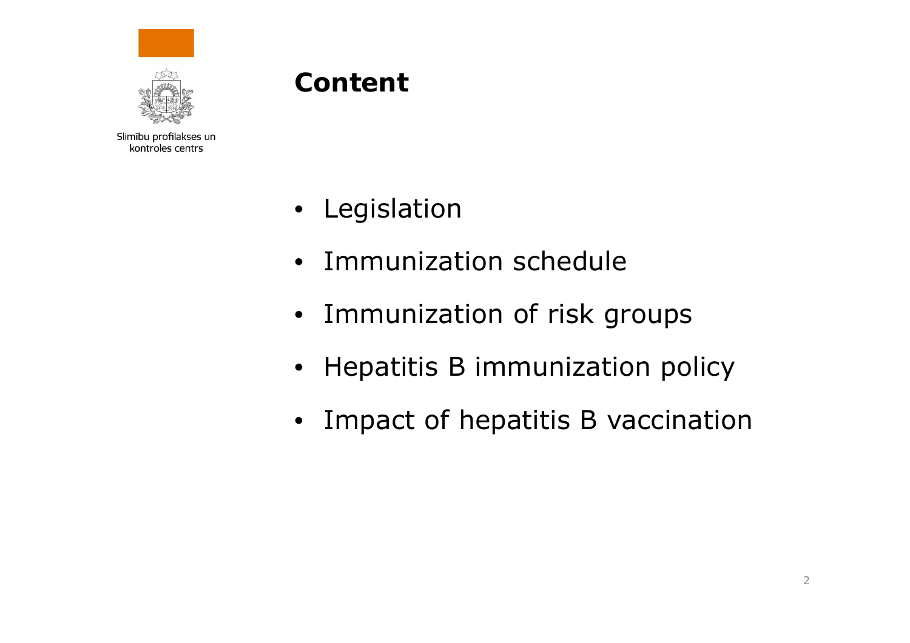# Content

- Legislation
- Immunization schedule
- Immunization of risk groups
- Hepatitis B immunization policy
- Impact of hepatitis B vaccination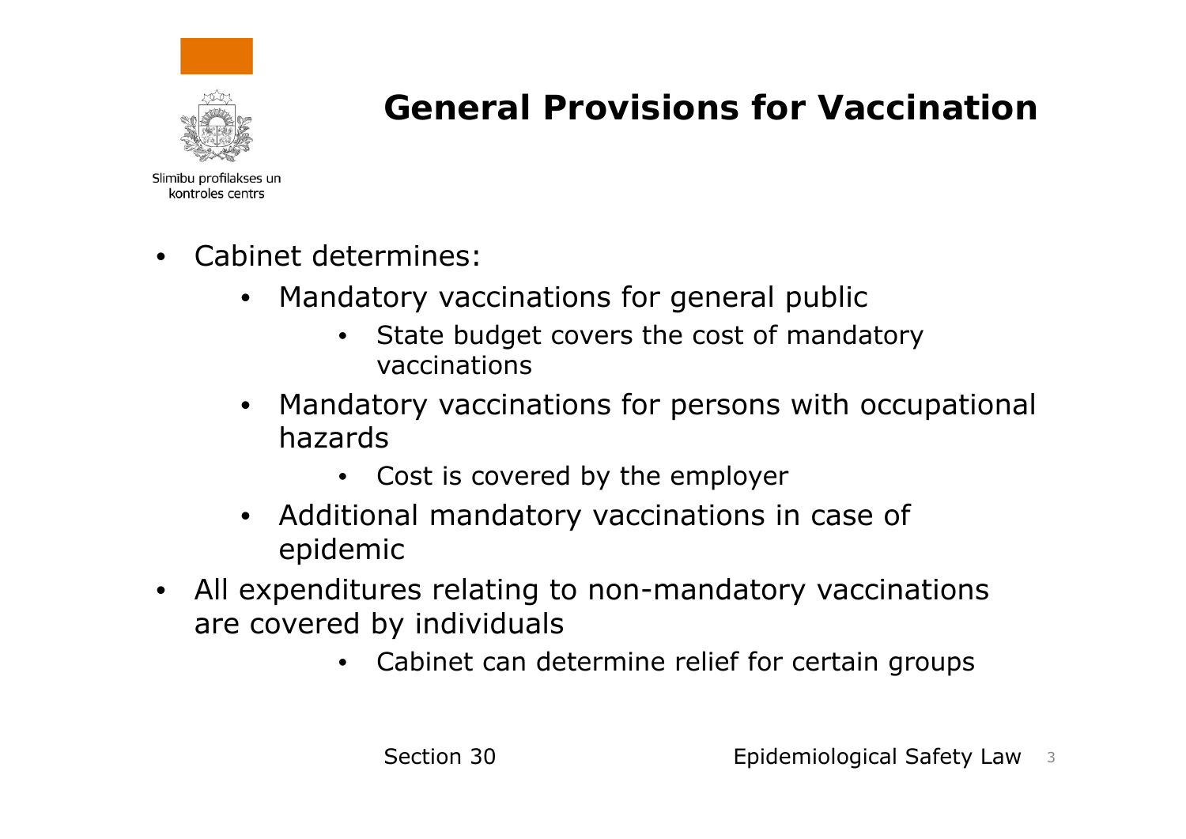# General Provisions for Vaccination

- Cabinet determines:
  - Mandatory vaccinations for general public
    - State budget covers the cost of mandatory vaccinations
  - Mandatory vaccinations for persons with occupational hazards
    - Cost is covered by the employer
  - Additional mandatory vaccinations in case of epidemic
- All expenditures relating to non-mandatory vaccinations are covered by individuals
  - Cabinet can determine relief for certain groups

Section 30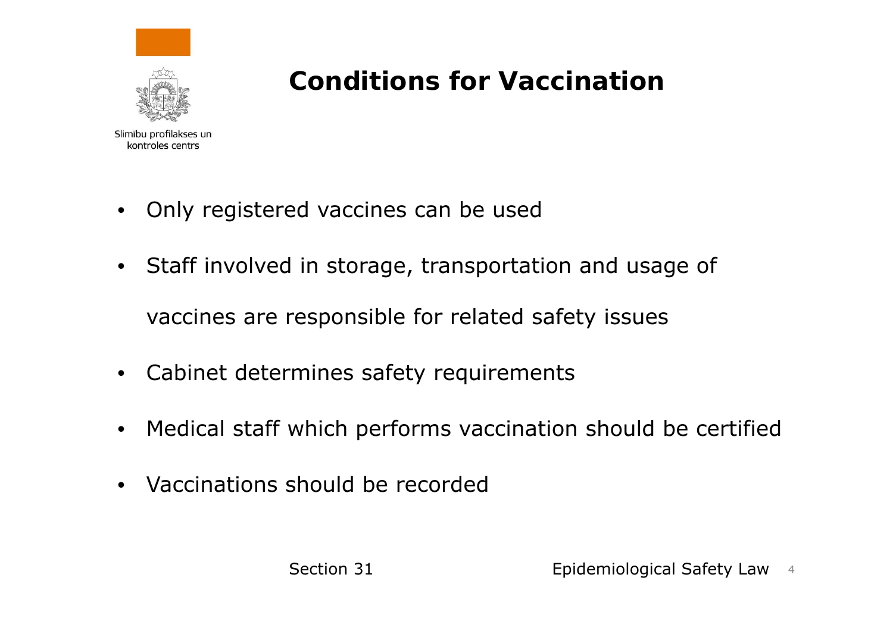# Conditions for Vaccination

- Only registered vaccines can be used
- Staff involved in storage, transportation and usage of vaccines are responsible for related safety issues
- Cabinet determines safety requirements
- Medical staff which performs vaccination should be certified
- Vaccinations should be recorded

Section 31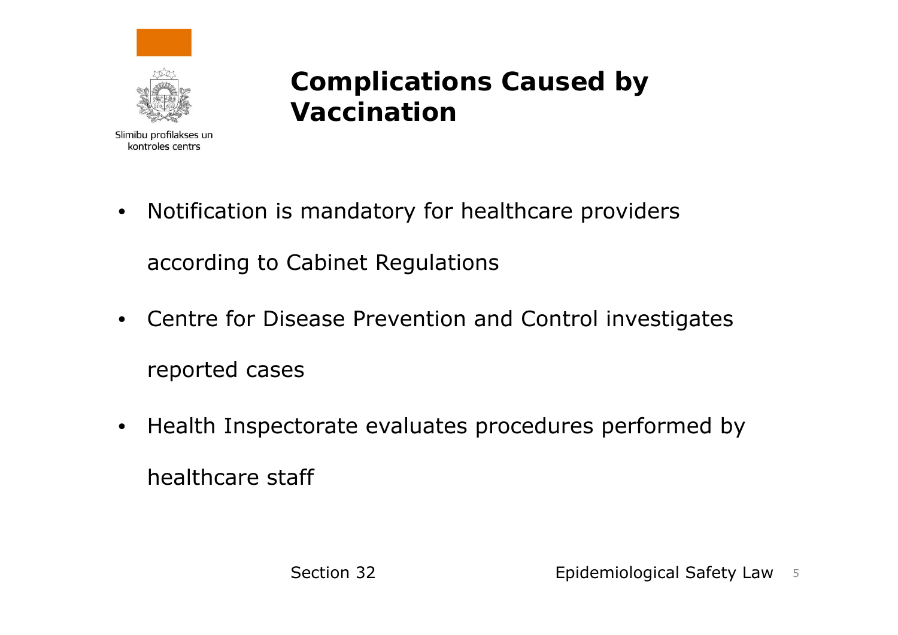Slimību profilakses un kontroles centrs

# Complications Caused by Vaccination

- Notification is mandatory for healthcare providers according to Cabinet Regulations
- Centre for Disease Prevention and Control investigates reported cases
- Health Inspectorate evaluates procedures performed by healthcare staff

Section 32

Epidemiological Safety Law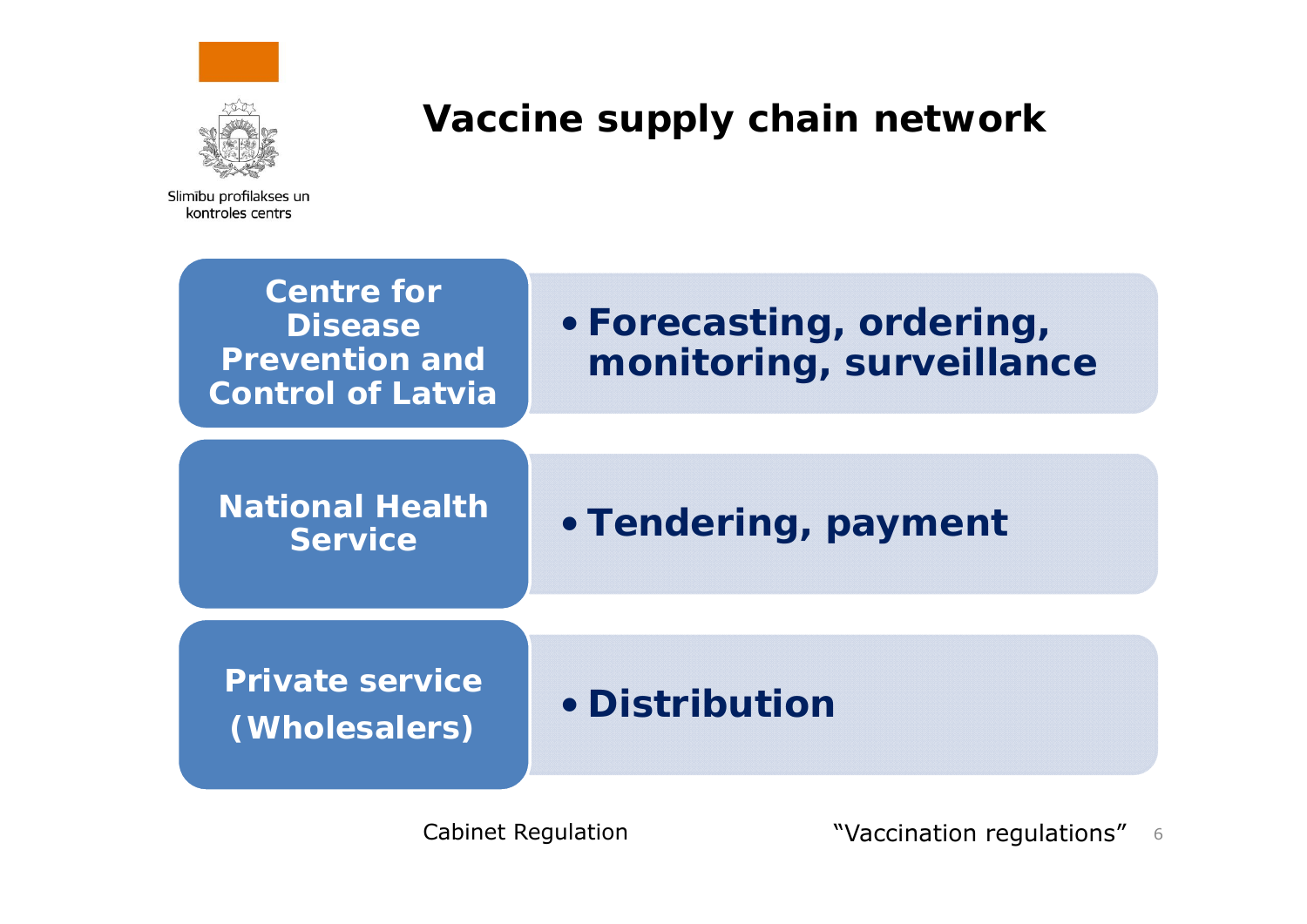Slimību profilakses un kontroles centrs

# Vaccine supply chain network

| | |
|---|---|
| **Centre for Disease Prevention and Control of Latvia** | • **Forecasting, ordering, monitoring, surveillance** |
| **National Health Service** | • **Tendering, payment** |
| **Private service (Wholesalers)** | • **Distribution** |

Cabinet Regulation "Vaccination regulations"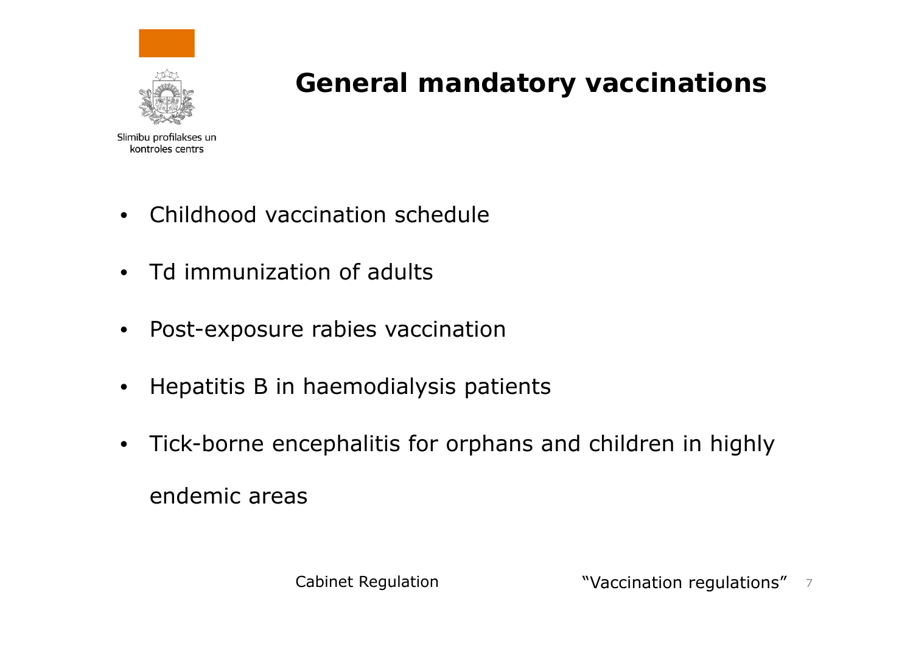Slimību profilakses un kontroles centrs

# General mandatory vaccinations

- Childhood vaccination schedule
- Td immunization of adults
- Post-exposure rabies vaccination
- Hepatitis B in haemodialysis patients
- Tick-borne encephalitis for orphans and children in highly endemic areas

Cabinet Regulation "Vaccination regulations"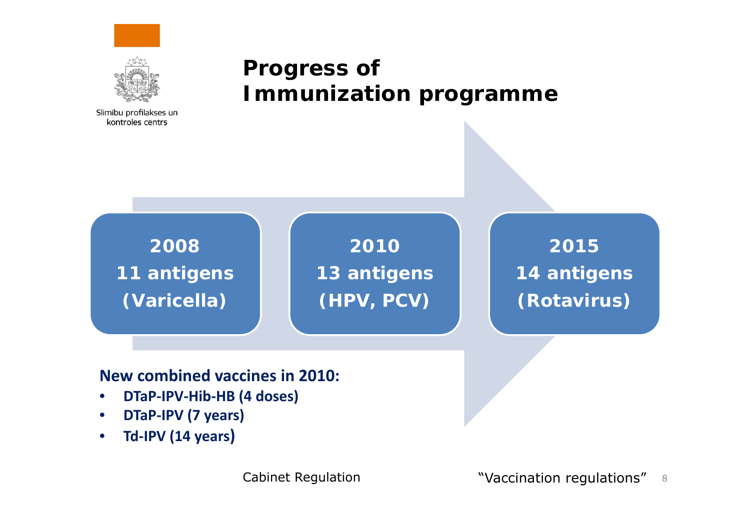Slimību profilakses un kontroles centrs

# Progress of Immunization programme

**2008**
**11 antigens**
**(Varicella)**

**2010**
**13 antigens**
**(HPV, PCV)**

**2015**
**14 antigens**
**(Rotavirus)**

**New combined vaccines in 2010:**

- **DTaP-IPV-Hib-HB (4 doses)**
- **DTaP-IPV (7 years)**
- **Td-IPV (14 years)**

Cabinet Regulation "Vaccination regulations"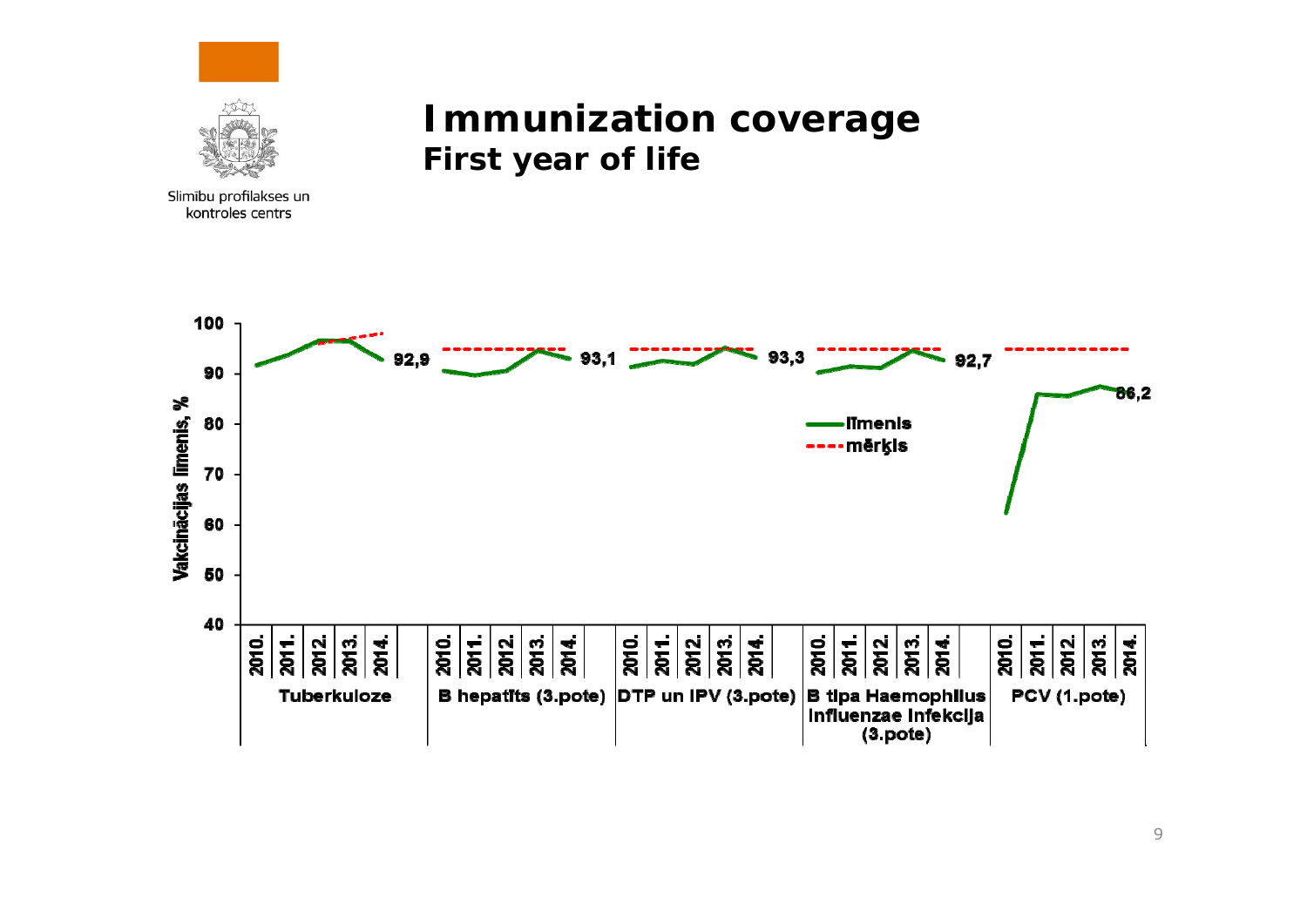Slimību profilakses un kontroles centrs

# Immunization coverage
## First year of life

Vakcinācijas līmenis, %

100
90
80
70
60
50
40

92,9 93,1 93,3 92,7 86,2

līmenis
mērķis

| 2010. | 2011. | 2012. | 2013. | 2014. | 2010. | 2011. | 2012. | 2013. | 2014. | 2010. | 2011. | 2012. | 2013. | 2014. | 2010. | 2011. | 2012. | 2013. | 2014. | 2010. | 2011. | 2012. | 2013. | 2014. |
|---|---|---|---|---|---|---|---|---|---|---|---|---|---|---|---|---|---|---|---|---|---|---|---|---|
| Tuberkuloze | | | | | B hepatīts (3.pote) | | | | | DTP un IPV (3.pote) | | | | | B tipa Haemophilus influenzae infekcija (3.pote) | | | | | PCV (1.pote) | | | | |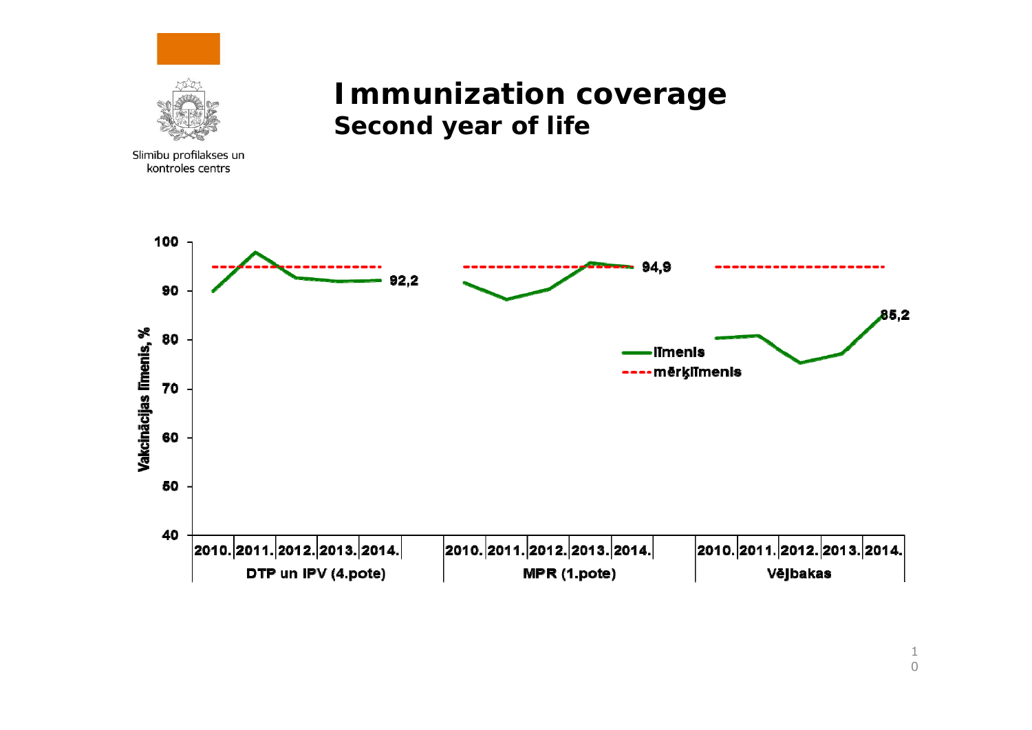Slimību profilakses un kontroles centrs

# Immunization coverage
## Second year of life

Vakcinācijas līmenis, %

100
90
80
70
60
50
40

92,2
94,9
85,2

līmenis
mērķlīmenis

| 2010. | 2011. | 2012. | 2013. | 2014. | 2010. | 2011. | 2012. | 2013. | 2014. | 2010. | 2011. | 2012. | 2013. | 2014. |
|---|---|---|---|---|---|---|---|---|---|---|---|---|---|---|
| DTP un IPV (4.pote) | | | | | MPR (1.pote) | | | | | Vējbakas | | | | |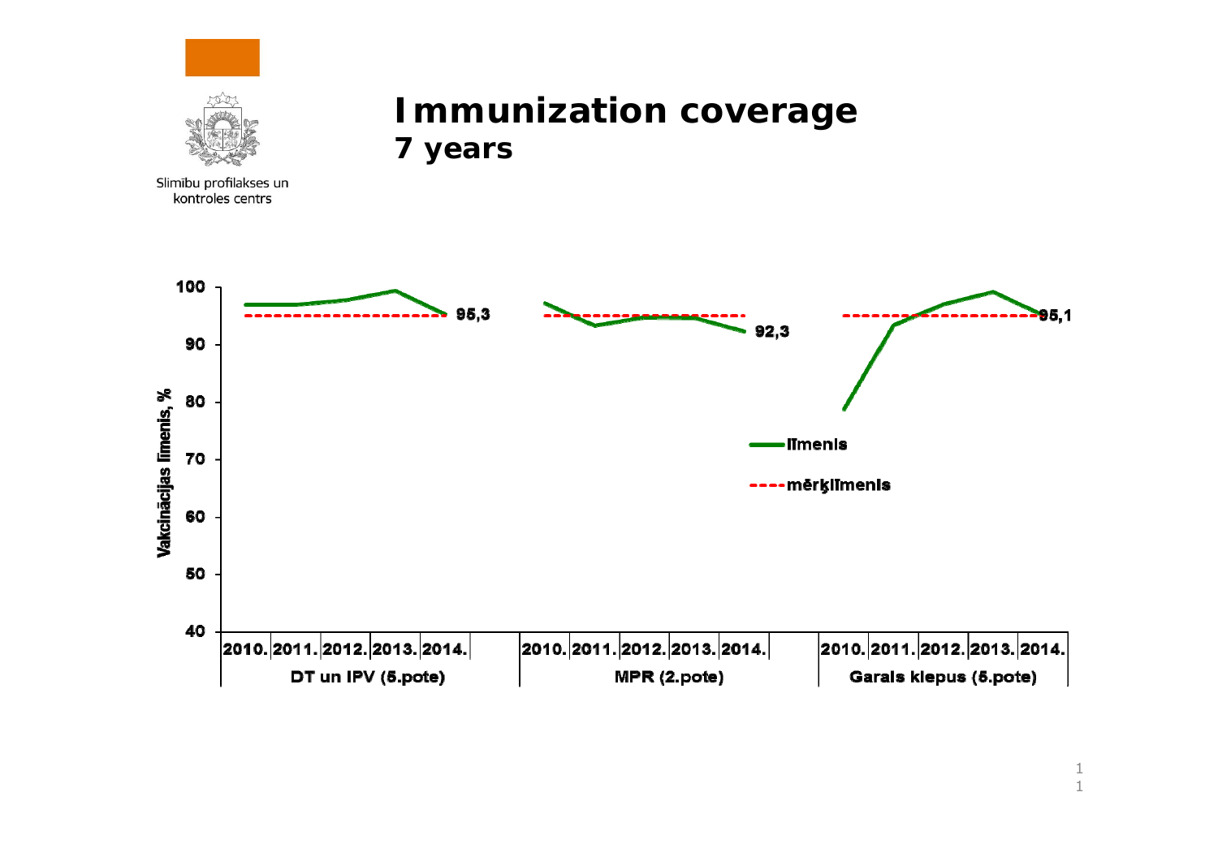# Immunization coverage

## 7 years

Slimību profilakses un kontroles centrs

Vakcinācijas līmenis, %

| | 2010. | 2011. | 2012. | 2013. | 2014. |
|---|---|---|---|---|---|
| DT un IPV (5.pote) | | | | | 95,3 |
| MPR (2.pote) | | | | | 92,3 |
| Garais klepus (5.pote) | | | | | 95,1 |

— līmenis

---- mērķlīmenis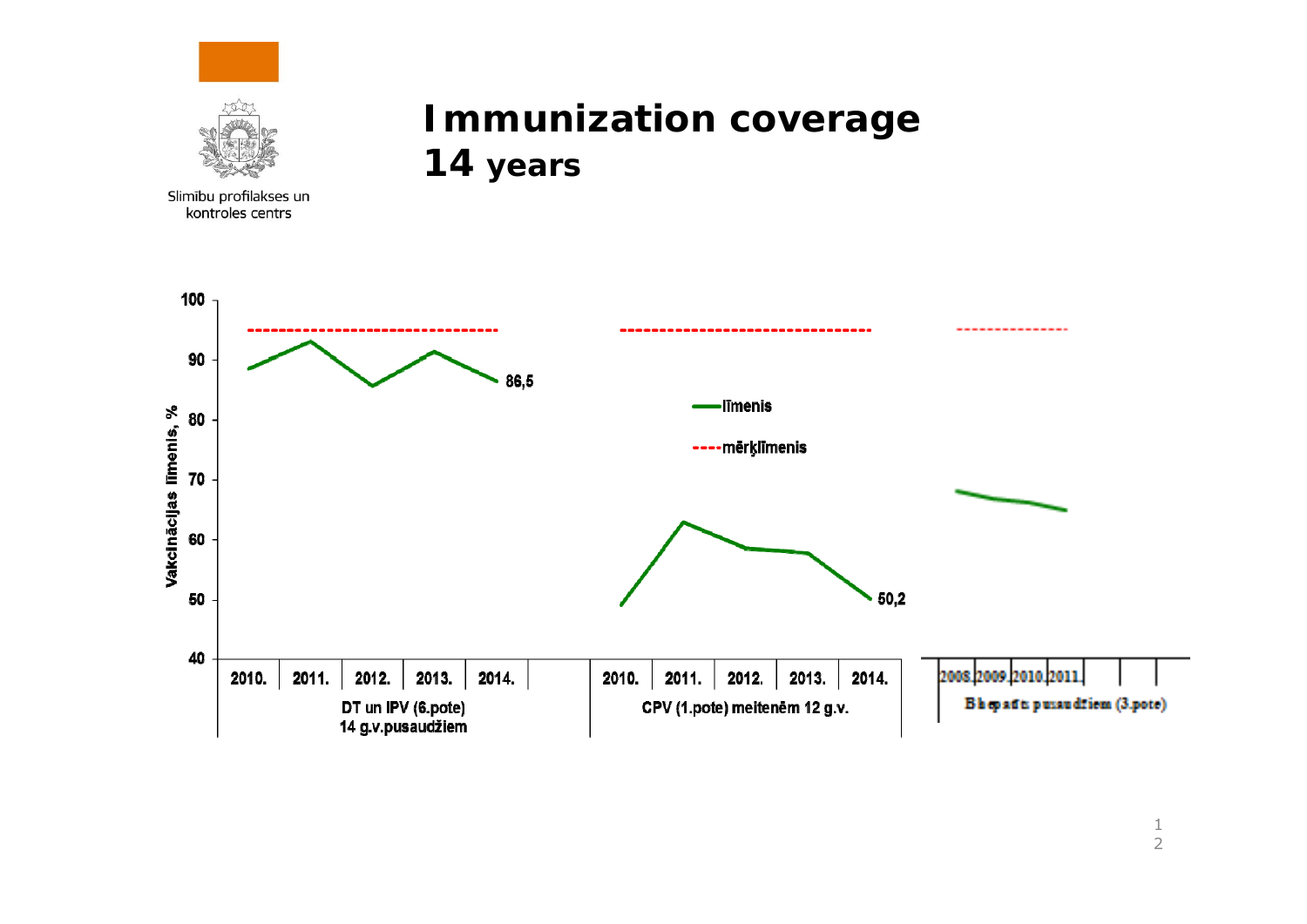# Immunization coverage
## 14 years

Slimību profilakses un kontroles centrs

Vakcinācijas līmenis, %

— līmenis

---- mērķlīmenis

| | 2010. | 2011. | 2012. | 2013. | 2014. |
|---|---|---|---|---|---|
| DT un IPV (6.pote) 14 g.v.pusaudžiem | | | | | 86,5 |
| CPV (1.pote) meitenēm 12 g.v. | | | | | 50,2 |

| | 2008. | 2009. | 2010. | 2011. |
|---|---|---|---|---|
| B hepatīts pusaudžiem (3.pote) | | | | |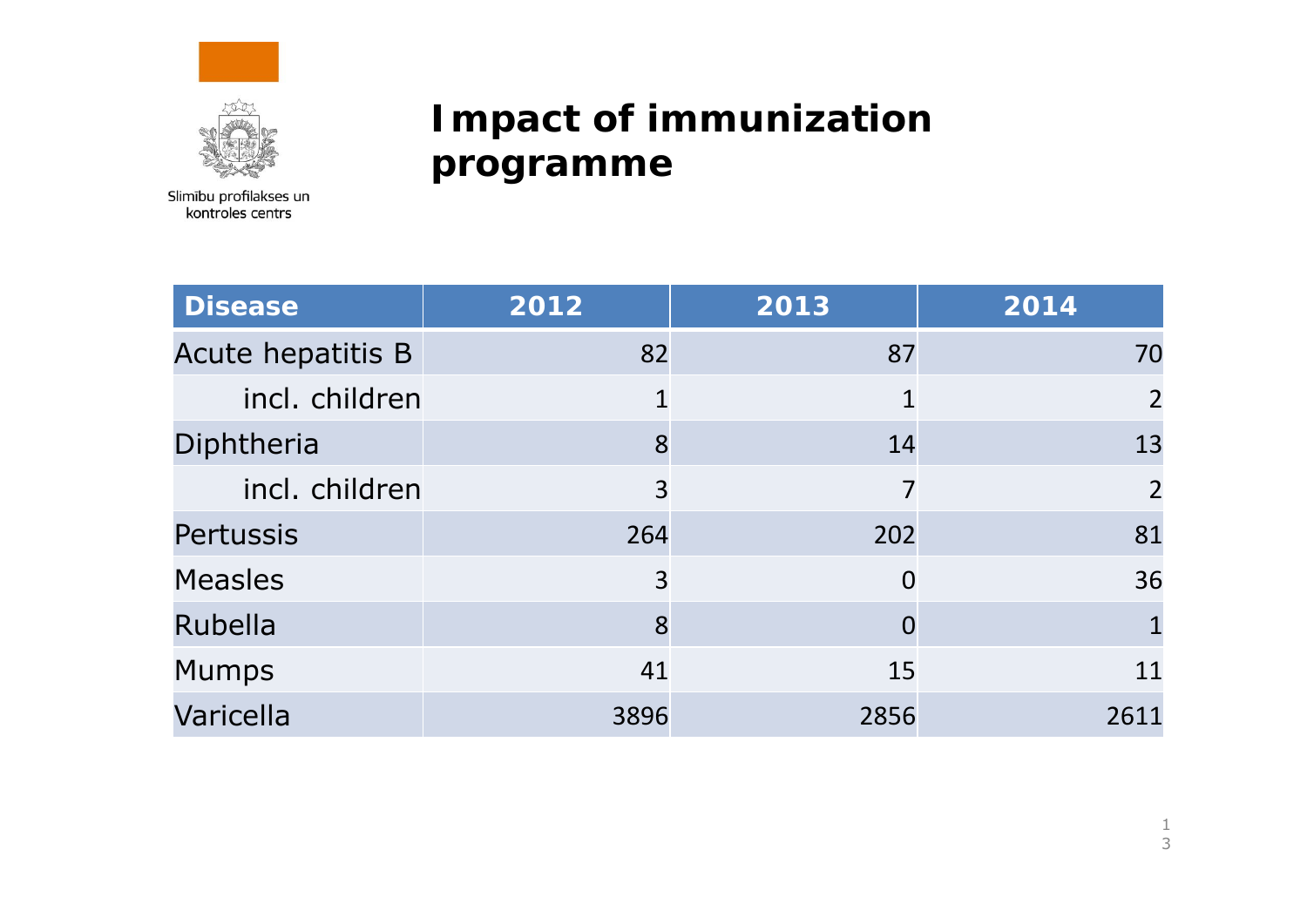Slimību profilakses un kontroles centrs

# Impact of immunization programme

| Disease | 2012 | 2013 | 2014 |
|---|---|---|---|
| Acute hepatitis B | 82 | 87 | 70 |
| incl. children | 1 | 1 | 2 |
| Diphtheria | 8 | 14 | 13 |
| incl. children | 3 | 7 | 2 |
| Pertussis | 264 | 202 | 81 |
| Measles | 3 | 0 | 36 |
| Rubella | 8 | 0 | 1 |
| Mumps | 41 | 15 | 11 |
| Varicella | 3896 | 2856 | 2611 |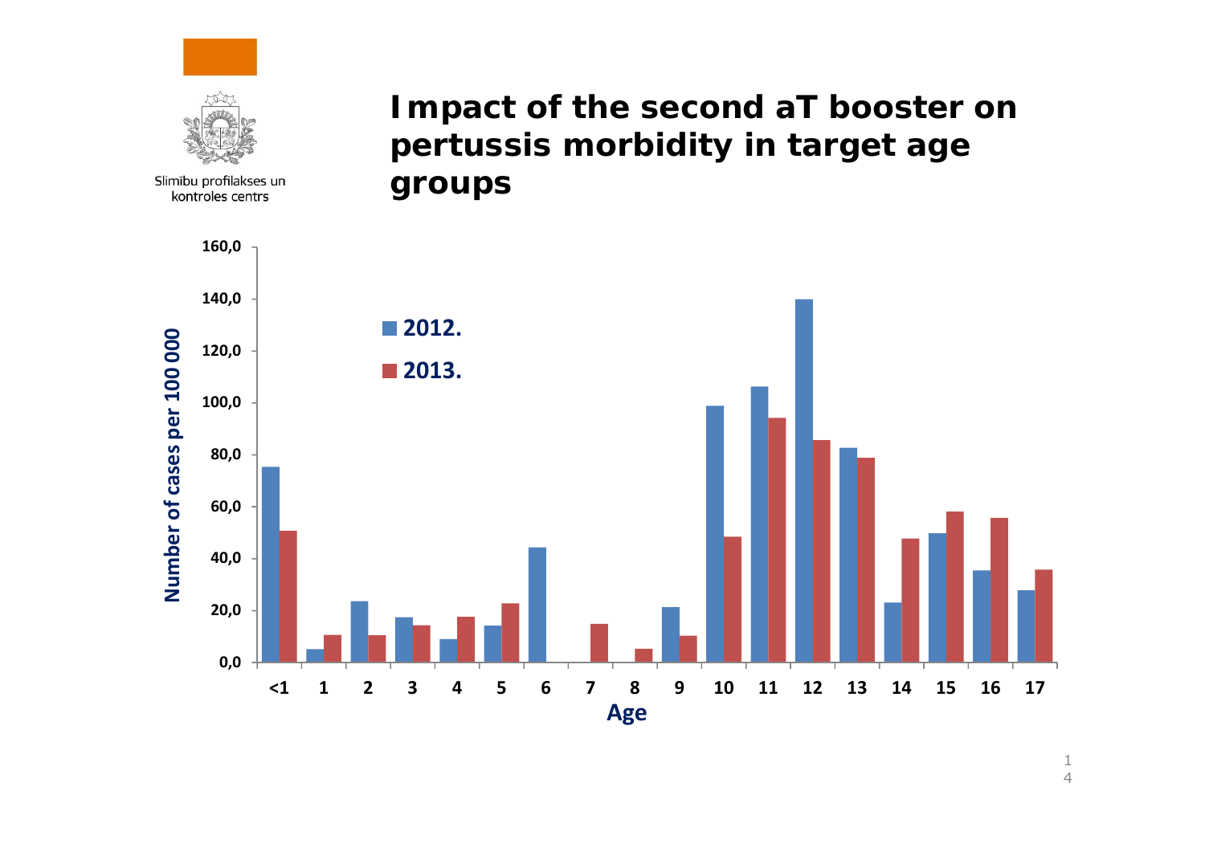Slimību profilakses un kontroles centrs

# Impact of the second aT booster on pertussis morbidity in target age groups

Number of cases per 100 000

| Age | 2012. | 2013. |
|---|---|---|
| <1 | 75.5 | 51.0 |
| 1 | 5.2 | 10.6 |
| 2 | 23.7 | 10.6 |
| 3 | 17.5 | 14.4 |
| 4 | 9.0 | 17.7 |
| 5 | 14.3 | 22.8 |
| 6 | 44.5 | |
| 7 | | 15.0 |
| 8 | | 5.3 |
| 9 | 21.5 | 10.4 |
| 10 | 99.0 | 48.5 |
| 11 | 106.3 | 94.5 |
| 12 | 140.0 | 85.8 |
| 13 | 82.8 | 79.0 |
| 14 | 23.2 | 47.9 |
| 15 | 49.8 | 58.2 |
| 16 | 35.6 | 55.8 |
| 17 | 28.0 | 36.0 |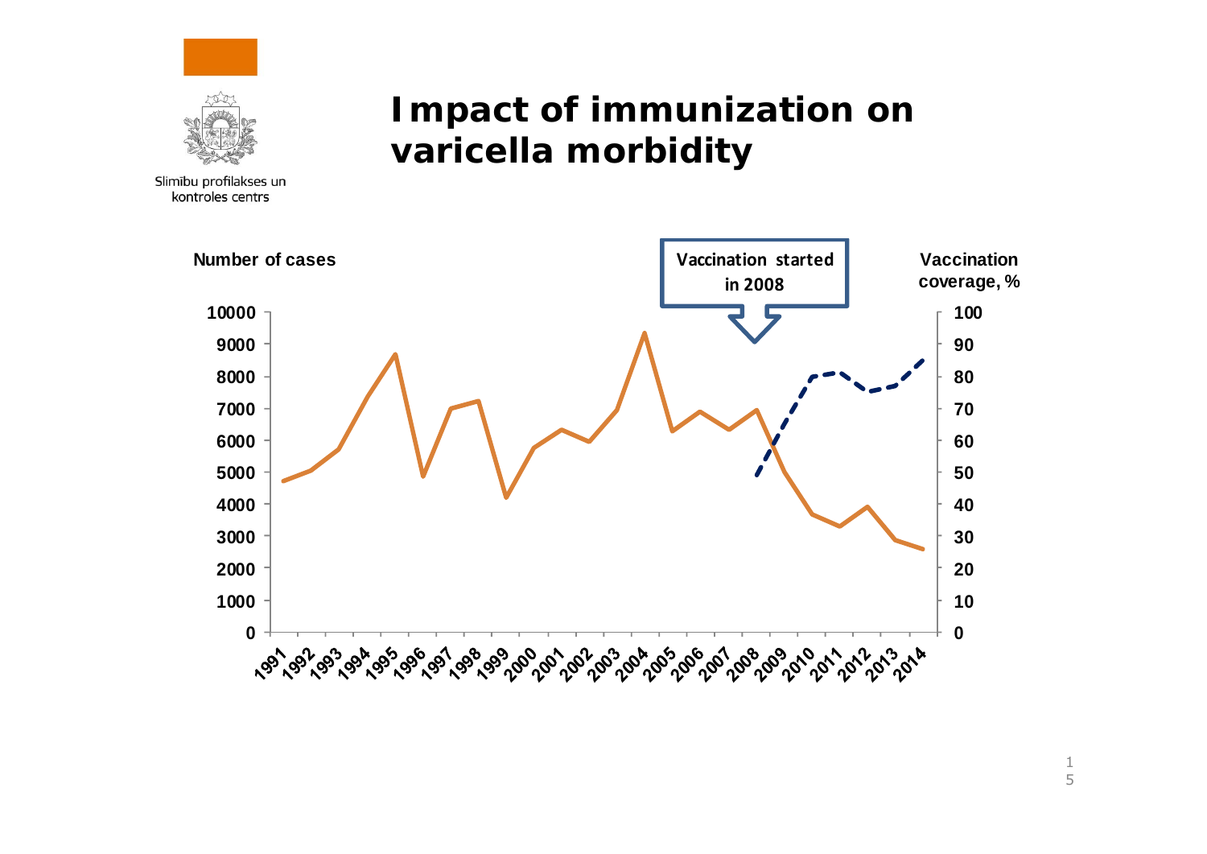Slimību profilakses un kontroles centrs

# Impact of immunization on varicella morbidity

Number of cases

Vaccination started in 2008

Vaccination coverage, %

10000
9000
8000
7000
6000
5000
4000
3000
2000
1000
0

100
90
80
70
60
50
40
30
20
10
0

1991 1992 1993 1994 1995 1996 1997 1998 1999 2000 2001 2002 2003 2004 2005 2006 2007 2008 2009 2010 2011 2012 2013 2014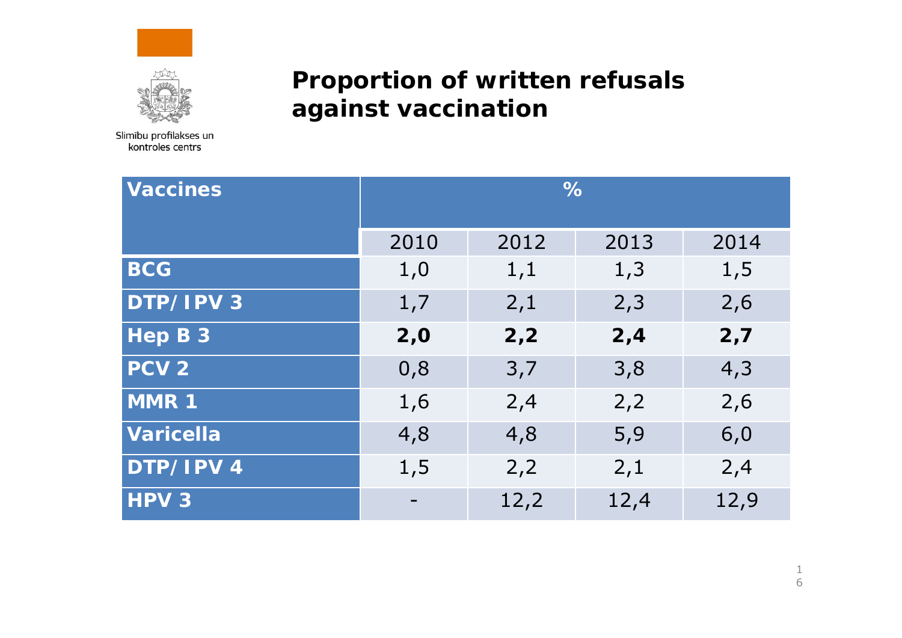Slimību profilakses un kontroles centrs

# Proportion of written refusals against vaccination

| Vaccines | % | | | |
|---|---|---|---|---|
| | 2010 | 2012 | 2013 | 2014 |
| **BCG** | 1,0 | 1,1 | 1,3 | 1,5 |
| **DTP/IPV 3** | 1,7 | 2,1 | 2,3 | 2,6 |
| **Hep B 3** | **2,0** | **2,2** | **2,4** | **2,7** |
| **PCV 2** | 0,8 | 3,7 | 3,8 | 4,3 |
| **MMR 1** | 1,6 | 2,4 | 2,2 | 2,6 |
| **Varicella** | 4,8 | 4,8 | 5,9 | 6,0 |
| **DTP/IPV 4** | 1,5 | 2,2 | 2,1 | 2,4 |
| **HPV 3** | - | 12,2 | 12,4 | 12,9 |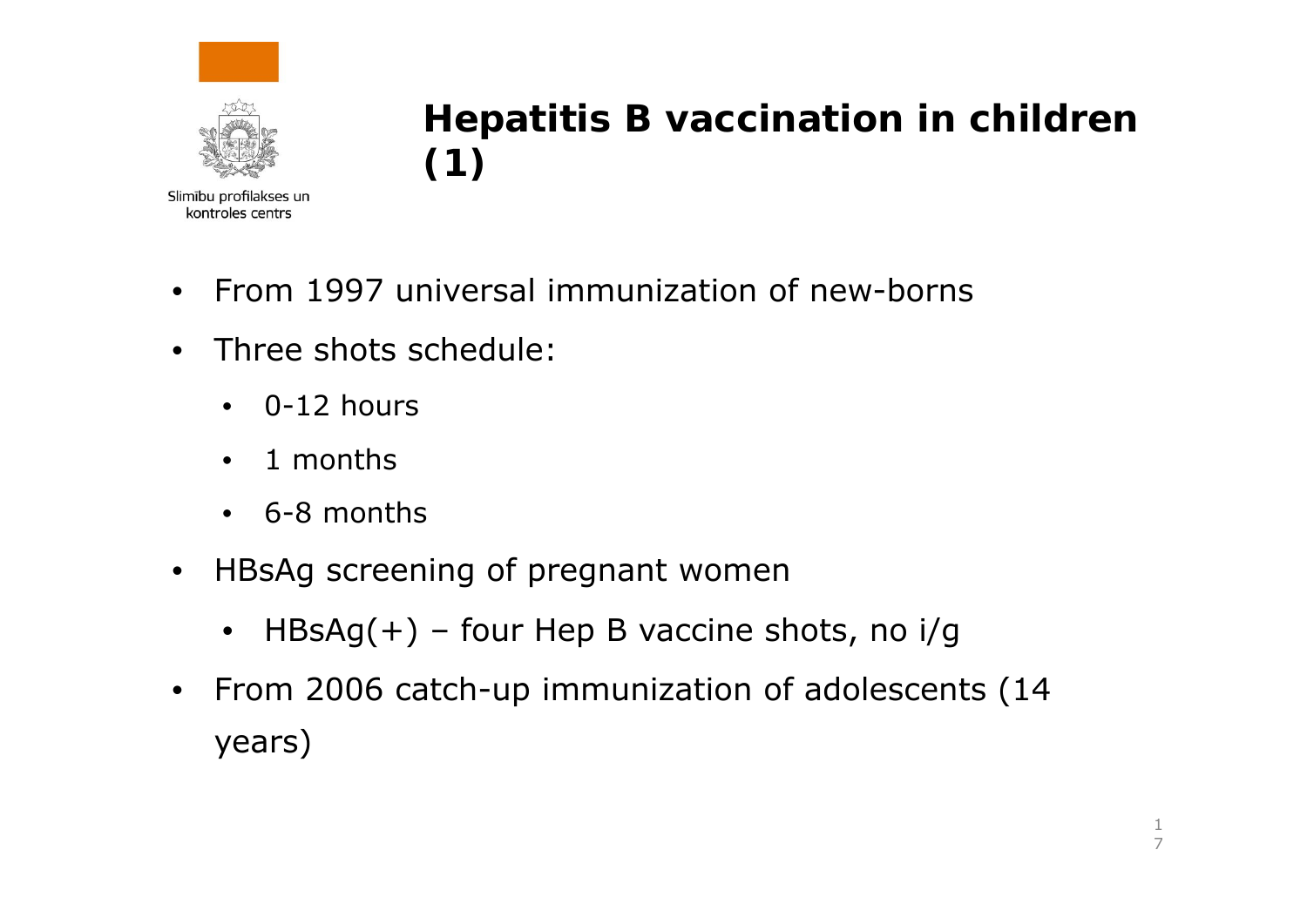# Hepatitis B vaccination in children (1)

- From 1997 universal immunization of new-borns
- Three shots schedule:
  - 0-12 hours
  - 1 months
  - 6-8 months
- HBsAg screening of pregnant women
  - HBsAg(+) – four Hep B vaccine shots, no i/g
- From 2006 catch-up immunization of adolescents (14 years)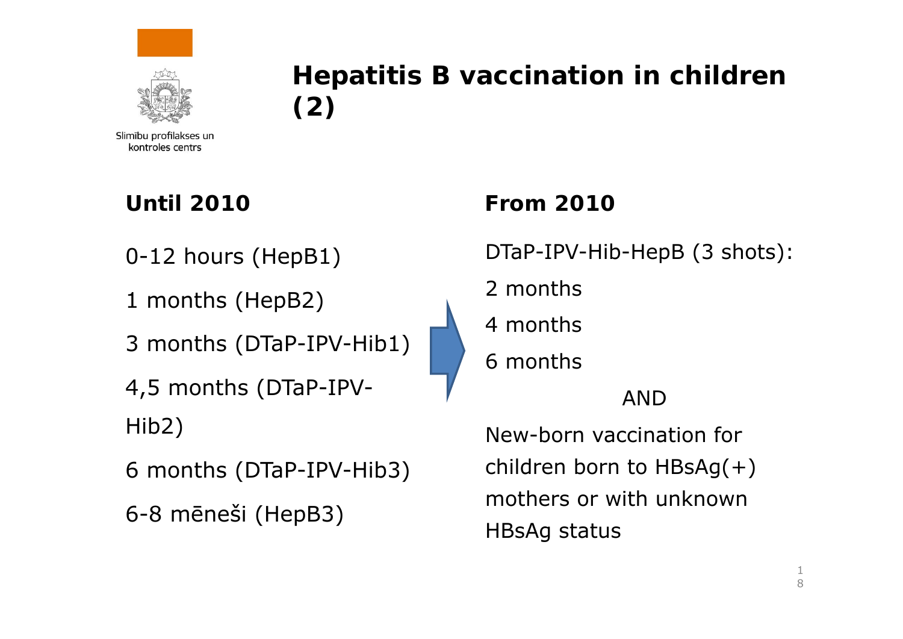Slimību profilakses un kontroles centrs

# Hepatitis B vaccination in children (2)

**Until 2010**

0-12 hours (HepB1)

1 months (HepB2)

3 months (DTaP-IPV-Hib1)

4,5 months (DTaP-IPV-Hib2)

6 months (DTaP-IPV-Hib3)

6-8 mēneši (HepB3)

**From 2010**

DTaP-IPV-Hib-HepB (3 shots):

2 months

4 months

6 months

AND

New-born vaccination for children born to HBsAg(+) mothers or with unknown HBsAg status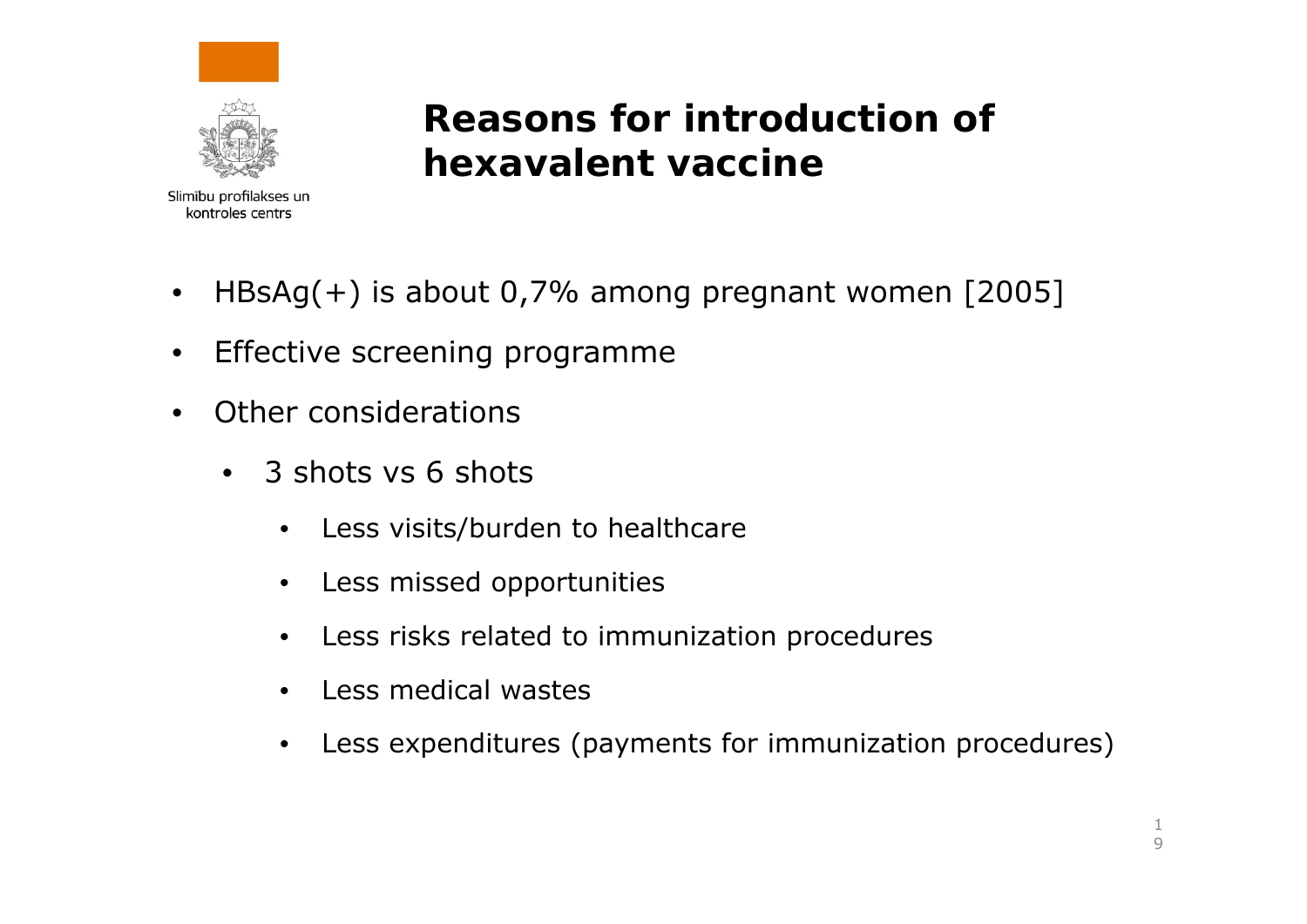# Reasons for introduction of hexavalent vaccine

- HBsAg(+) is about 0,7% among pregnant women [2005]
- Effective screening programme
- Other considerations
  - 3 shots vs 6 shots
    - Less visits/burden to healthcare
    - Less missed opportunities
    - Less risks related to immunization procedures
    - Less medical wastes
    - Less expenditures (payments for immunization procedures)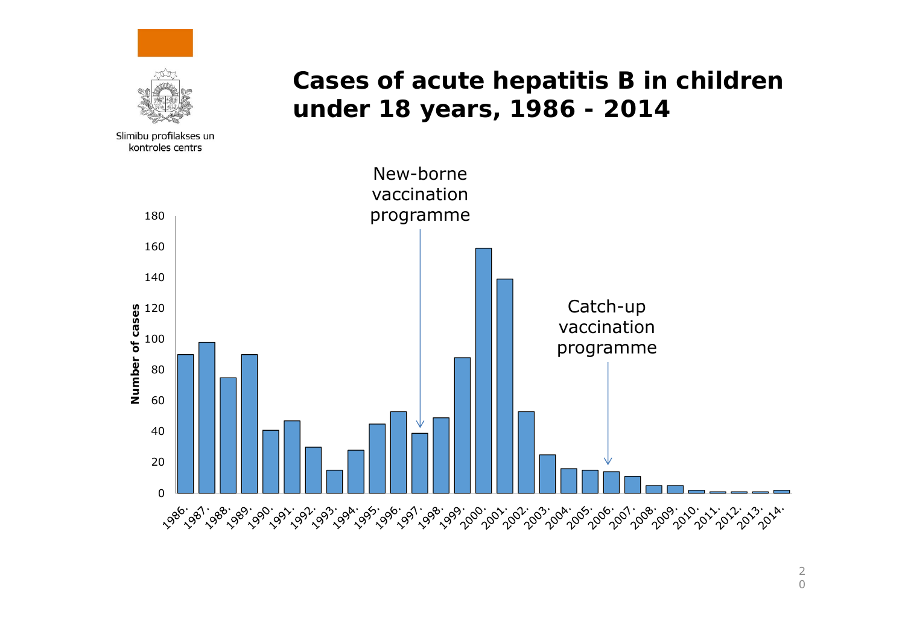Slimību profilakses un kontroles centrs

# Cases of acute hepatitis B in children under 18 years, 1986 - 2014

New-borne vaccination programme

Catch-up vaccination programme

Number of cases

180
160
140
120
100
80
60
40
20
0

1986. 1987. 1988. 1989. 1990. 1991. 1992. 1993. 1994. 1995. 1996. 1997. 1998. 1999. 2000. 2001. 2002. 2003. 2004. 2005. 2006. 2007. 2008. 2009. 2010. 2011. 2012. 2013. 2014.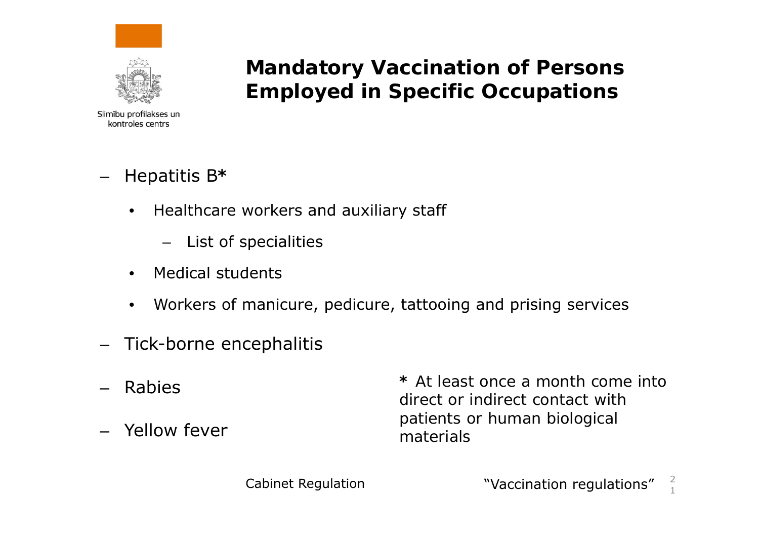Slimību profilakses un kontroles centrs

# Mandatory Vaccination of Persons Employed in Specific Occupations

- Hepatitis B*
  - Healthcare workers and auxiliary staff
    - List of specialities
  - Medical students
  - Workers of manicure, pedicure, tattooing and prising services
- Tick-borne encephalitis
- Rabies
- Yellow fever

* At least once a month come into direct or indirect contact with patients or human biological materials

Cabinet Regulation "Vaccination regulations"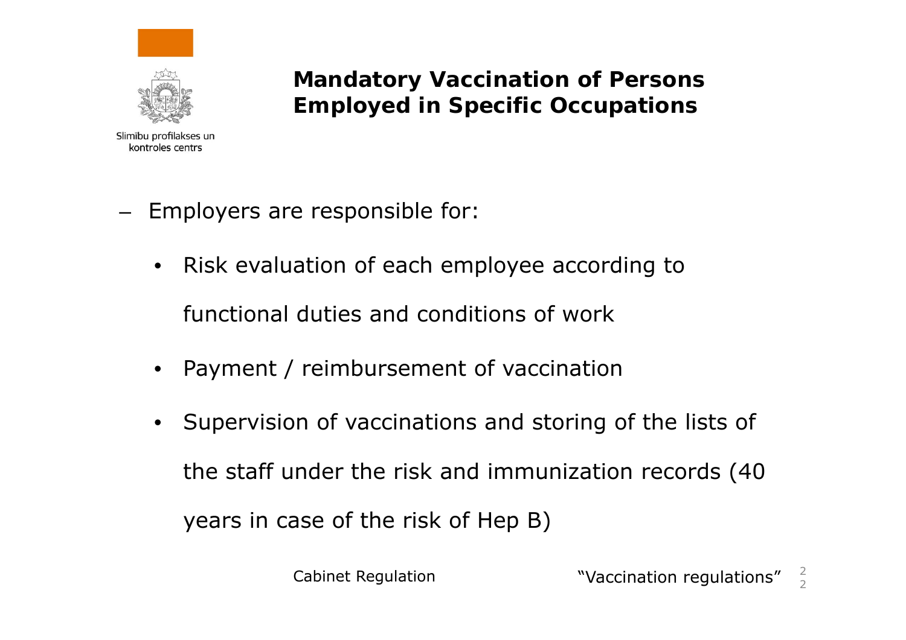Slimību profilakses un kontroles centrs

# Mandatory Vaccination of Persons Employed in Specific Occupations

- Employers are responsible for:
  - Risk evaluation of each employee according to functional duties and conditions of work
  - Payment / reimbursement of vaccination
  - Supervision of vaccinations and storing of the lists of the staff under the risk and immunization records (40 years in case of the risk of Hep B)

Cabinet Regulation "Vaccination regulations"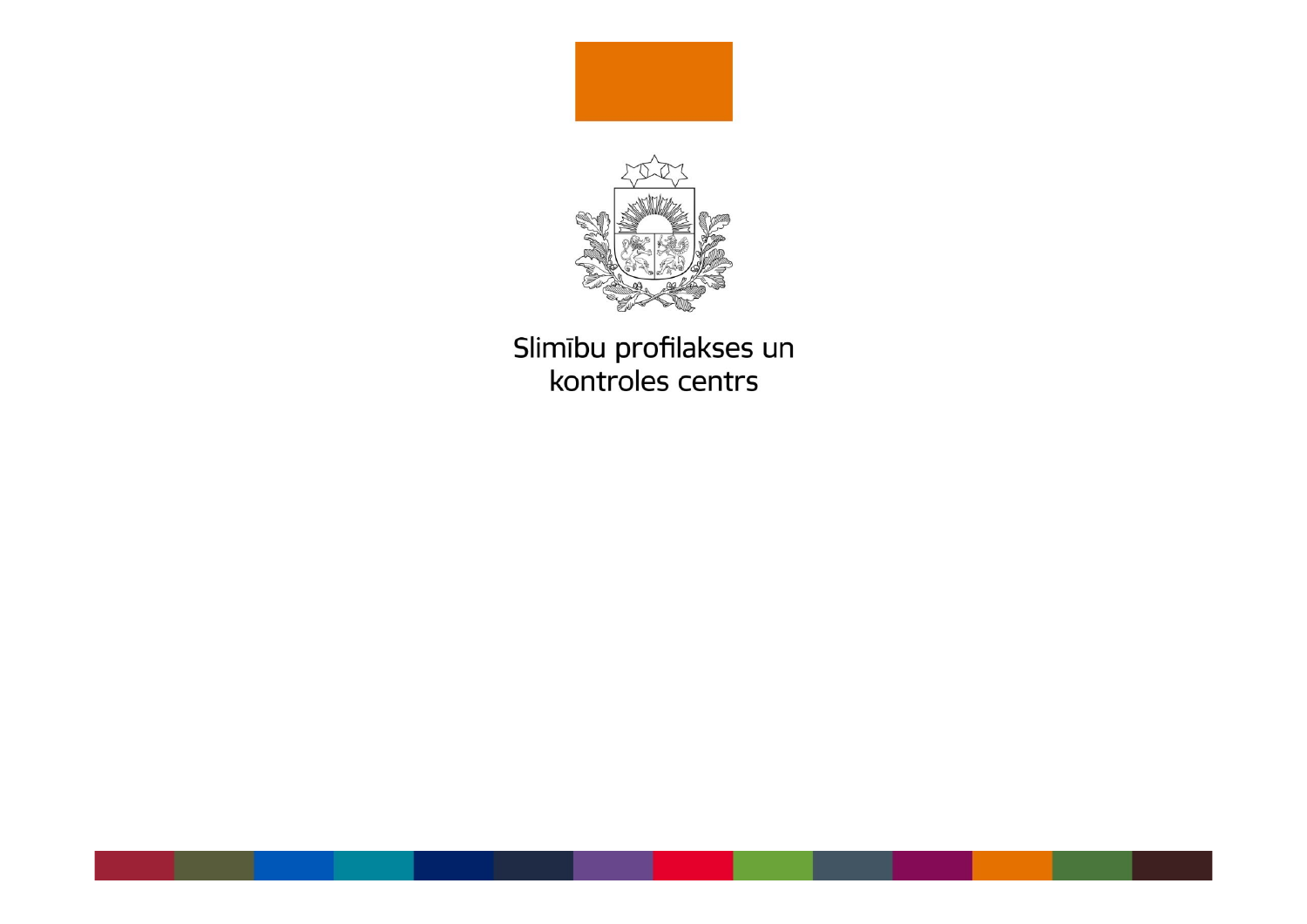Slimību profilakses un kontroles centrs